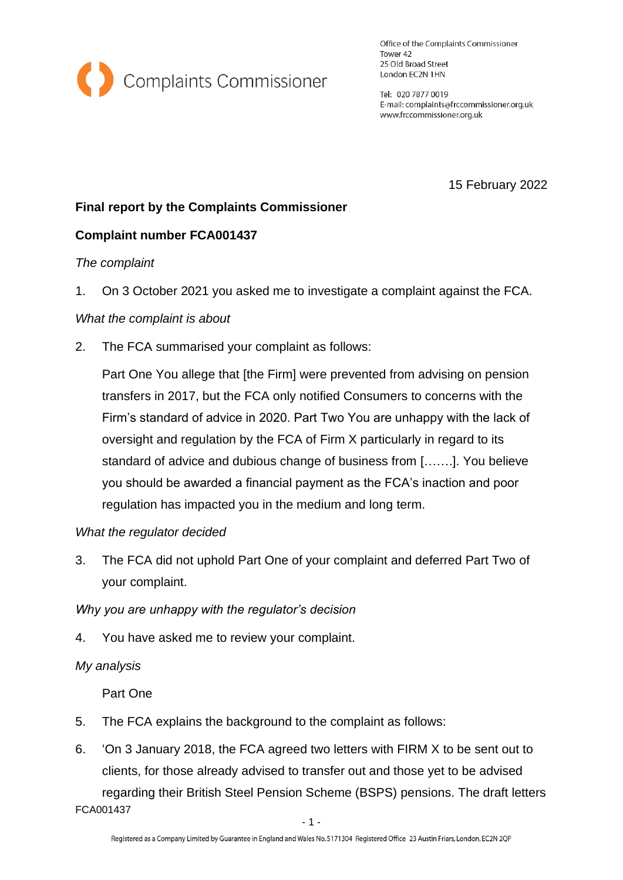Complaints Commissioner

Office of the Complaints Commissioner
Tower 42
25 Old Broad Street
London EC2N 1HN

Tel: 020 7877 0019
E-mail: complaints@frccommissioner.org.uk
www.frccommissioner.org.uk

15 February 2022

**Final report by the Complaints Commissioner**

**Complaint number FCA001437**

*The complaint*

1. On 3 October 2021 you asked me to investigate a complaint against the FCA.

*What the complaint is about*

2. The FCA summarised your complaint as follows:

   Part One You allege that [the Firm] were prevented from advising on pension transfers in 2017, but the FCA only notified Consumers to concerns with the Firm's standard of advice in 2020. Part Two You are unhappy with the lack of oversight and regulation by the FCA of Firm X particularly in regard to its standard of advice and dubious change of business from […….]. You believe you should be awarded a financial payment as the FCA's inaction and poor regulation has impacted you in the medium and long term.

*What the regulator decided*

3. The FCA did not uphold Part One of your complaint and deferred Part Two of your complaint.

*Why you are unhappy with the regulator's decision*

4. You have asked me to review your complaint.

*My analysis*

   Part One

5. The FCA explains the background to the complaint as follows:

6. 'On 3 January 2018, the FCA agreed two letters with FIRM X to be sent out to clients, for those already advised to transfer out and those yet to be advised regarding their British Steel Pension Scheme (BSPS) pensions. The draft letters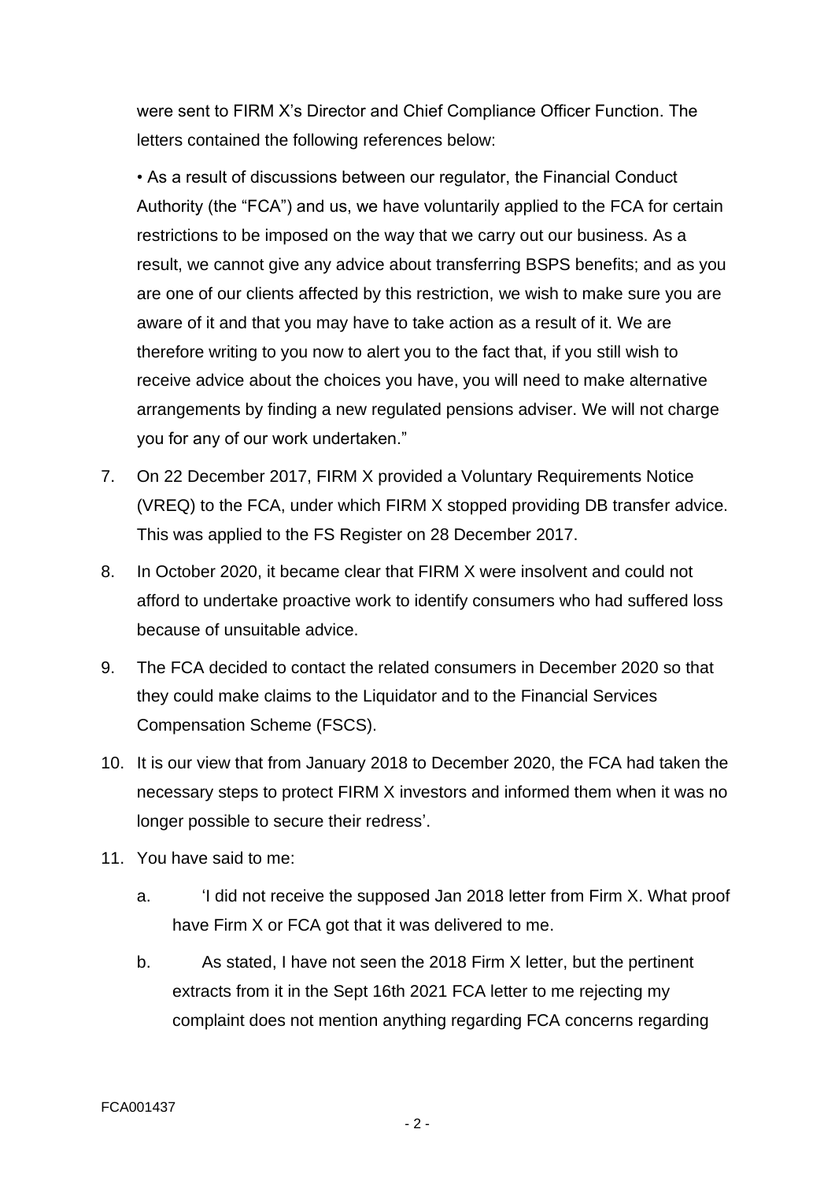were sent to FIRM X's Director and Chief Compliance Officer Function. The letters contained the following references below:

• As a result of discussions between our regulator, the Financial Conduct Authority (the "FCA") and us, we have voluntarily applied to the FCA for certain restrictions to be imposed on the way that we carry out our business. As a result, we cannot give any advice about transferring BSPS benefits; and as you are one of our clients affected by this restriction, we wish to make sure you are aware of it and that you may have to take action as a result of it. We are therefore writing to you now to alert you to the fact that, if you still wish to receive advice about the choices you have, you will need to make alternative arrangements by finding a new regulated pensions adviser. We will not charge you for any of our work undertaken."

7. On 22 December 2017, FIRM X provided a Voluntary Requirements Notice (VREQ) to the FCA, under which FIRM X stopped providing DB transfer advice. This was applied to the FS Register on 28 December 2017.

8. In October 2020, it became clear that FIRM X were insolvent and could not afford to undertake proactive work to identify consumers who had suffered loss because of unsuitable advice.

9. The FCA decided to contact the related consumers in December 2020 so that they could make claims to the Liquidator and to the Financial Services Compensation Scheme (FSCS).

10. It is our view that from January 2018 to December 2020, the FCA had taken the necessary steps to protect FIRM X investors and informed them when it was no longer possible to secure their redress'.

11. You have said to me:

    a. 'I did not receive the supposed Jan 2018 letter from Firm X. What proof have Firm X or FCA got that it was delivered to me.

    b. As stated, I have not seen the 2018 Firm X letter, but the pertinent extracts from it in the Sept 16th 2021 FCA letter to me rejecting my complaint does not mention anything regarding FCA concerns regarding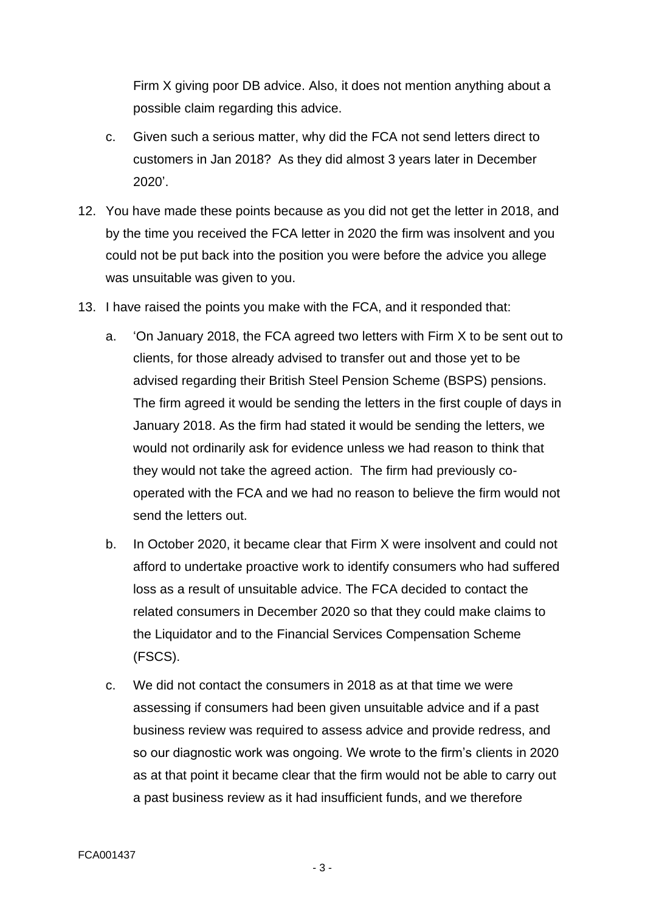Firm X giving poor DB advice. Also, it does not mention anything about a possible claim regarding this advice.

c. Given such a serious matter, why did the FCA not send letters direct to customers in Jan 2018? As they did almost 3 years later in December 2020'.

12. You have made these points because as you did not get the letter in 2018, and by the time you received the FCA letter in 2020 the firm was insolvent and you could not be put back into the position you were before the advice you allege was unsuitable was given to you.

13. I have raised the points you make with the FCA, and it responded that:

    a. 'On January 2018, the FCA agreed two letters with Firm X to be sent out to clients, for those already advised to transfer out and those yet to be advised regarding their British Steel Pension Scheme (BSPS) pensions. The firm agreed it would be sending the letters in the first couple of days in January 2018. As the firm had stated it would be sending the letters, we would not ordinarily ask for evidence unless we had reason to think that they would not take the agreed action. The firm had previously co-operated with the FCA and we had no reason to believe the firm would not send the letters out.

    b. In October 2020, it became clear that Firm X were insolvent and could not afford to undertake proactive work to identify consumers who had suffered loss as a result of unsuitable advice. The FCA decided to contact the related consumers in December 2020 so that they could make claims to the Liquidator and to the Financial Services Compensation Scheme (FSCS).

    c. We did not contact the consumers in 2018 as at that time we were assessing if consumers had been given unsuitable advice and if a past business review was required to assess advice and provide redress, and so our diagnostic work was ongoing. We wrote to the firm's clients in 2020 as at that point it became clear that the firm would not be able to carry out a past business review as it had insufficient funds, and we therefore

FCA001437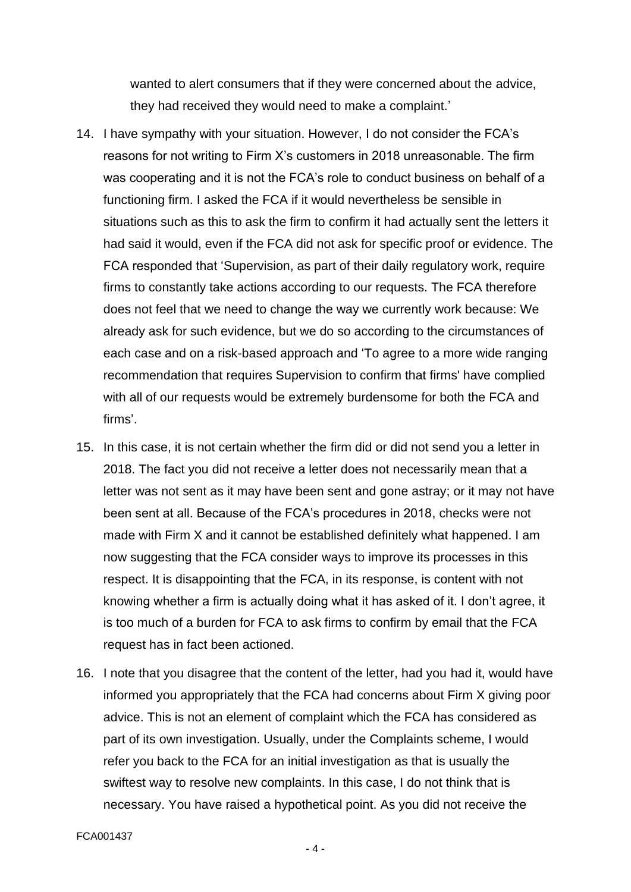wanted to alert consumers that if they were concerned about the advice, they had received they would need to make a complaint.'

14. I have sympathy with your situation. However, I do not consider the FCA's reasons for not writing to Firm X's customers in 2018 unreasonable. The firm was cooperating and it is not the FCA's role to conduct business on behalf of a functioning firm. I asked the FCA if it would nevertheless be sensible in situations such as this to ask the firm to confirm it had actually sent the letters it had said it would, even if the FCA did not ask for specific proof or evidence. The FCA responded that 'Supervision, as part of their daily regulatory work, require firms to constantly take actions according to our requests. The FCA therefore does not feel that we need to change the way we currently work because: We already ask for such evidence, but we do so according to the circumstances of each case and on a risk-based approach and 'To agree to a more wide ranging recommendation that requires Supervision to confirm that firms' have complied with all of our requests would be extremely burdensome for both the FCA and firms'.

15. In this case, it is not certain whether the firm did or did not send you a letter in 2018. The fact you did not receive a letter does not necessarily mean that a letter was not sent as it may have been sent and gone astray; or it may not have been sent at all. Because of the FCA's procedures in 2018, checks were not made with Firm X and it cannot be established definitely what happened. I am now suggesting that the FCA consider ways to improve its processes in this respect. It is disappointing that the FCA, in its response, is content with not knowing whether a firm is actually doing what it has asked of it. I don't agree, it is too much of a burden for FCA to ask firms to confirm by email that the FCA request has in fact been actioned.

16. I note that you disagree that the content of the letter, had you had it, would have informed you appropriately that the FCA had concerns about Firm X giving poor advice. This is not an element of complaint which the FCA has considered as part of its own investigation. Usually, under the Complaints scheme, I would refer you back to the FCA for an initial investigation as that is usually the swiftest way to resolve new complaints. In this case, I do not think that is necessary. You have raised a hypothetical point. As you did not receive the

FCA001437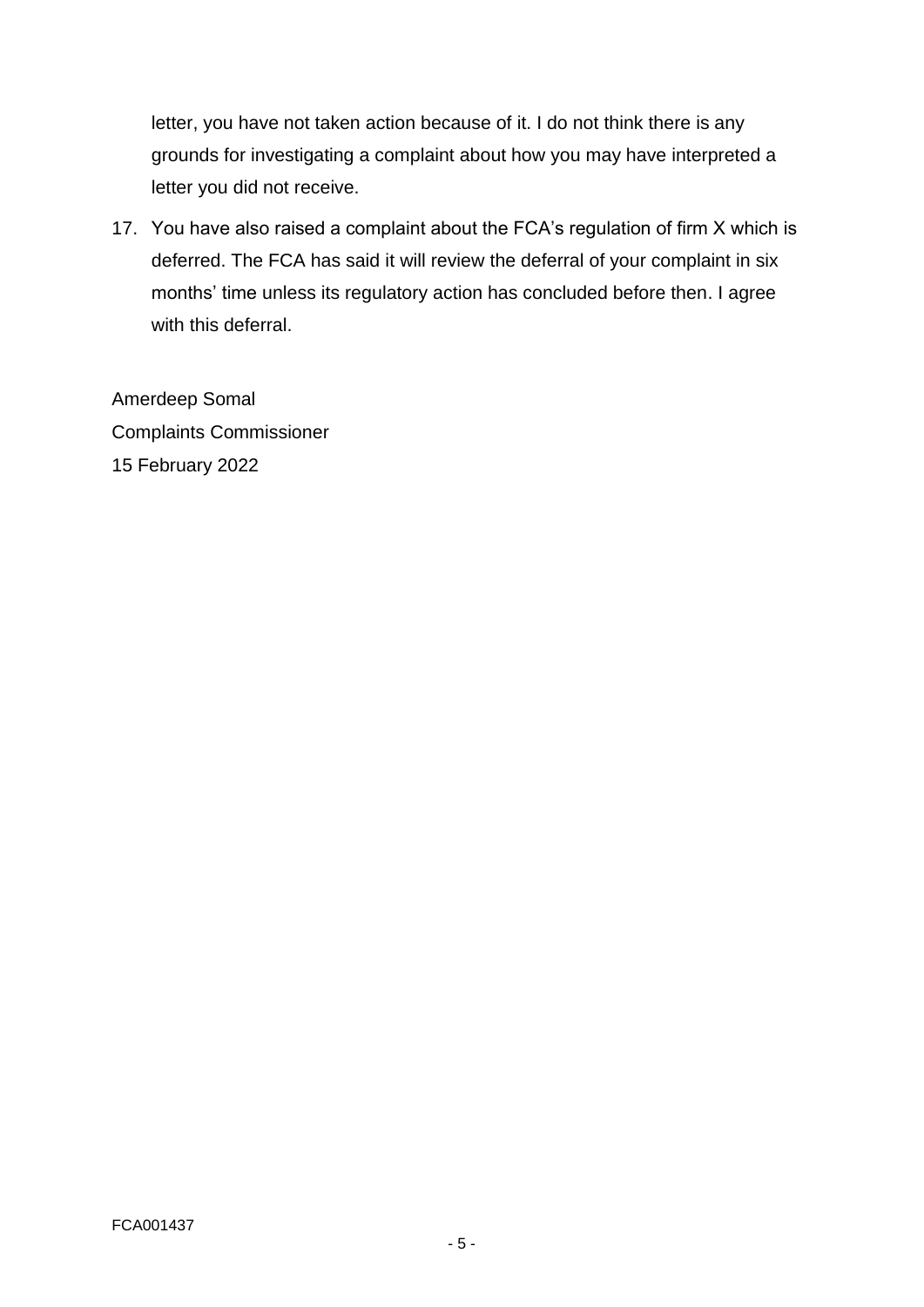letter, you have not taken action because of it. I do not think there is any grounds for investigating a complaint about how you may have interpreted a letter you did not receive.

17. You have also raised a complaint about the FCA's regulation of firm X which is deferred. The FCA has said it will review the deferral of your complaint in six months' time unless its regulatory action has concluded before then. I agree with this deferral.

Amerdeep Somal
Complaints Commissioner
15 February 2022

FCA001437